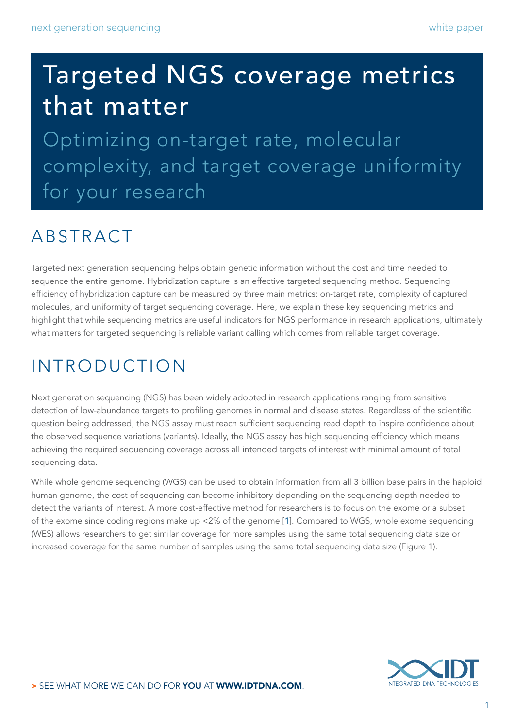# Targeted NGS coverage metrics that matter

## Optimizing on-target rate, molecular complexity, and target coverage uniformity for your research

## ABSTRACT

Targeted next generation sequencing helps obtain genetic information without the cost and time needed to sequence the entire genome. Hybridization capture is an effective targeted sequencing method. Sequencing efficiency of hybridization capture can be measured by three main metrics: on-target rate, complexity of captured molecules, and uniformity of target sequencing coverage. Here, we explain these key sequencing metrics and highlight that while sequencing metrics are useful indicators for NGS performance in research applications, ultimately what matters for targeted sequencing is reliable variant calling which comes from reliable target coverage.

## INTRODUCTION

Next generation sequencing (NGS) has been widely adopted in research applications ranging from sensitive detection of low-abundance targets to profiling genomes in normal and disease states. Regardless of the scientific question being addressed, the NGS assay must reach sufficient sequencing read depth to inspire confidence about the observed sequence variations (variants). Ideally, the NGS assay has high sequencing efficiency which means achieving the required sequencing coverage across all intended targets of interest with minimal amount of total sequencing data.

While whole genome sequencing (WGS) can be used to obtain information from all 3 billion base pairs in the haploid human genome, the cost of sequencing can become inhibitory depending on the sequencing depth needed to detect the variants of interest. A more cost-effective method for researchers is to focus on the exome or a subset of the exome since coding regions make up <2% of the genome [1]. Compared to WGS, whole exome sequencing (WES) allows researchers to get similar coverage for more samples using the same total sequencing data size or increased coverage for the same number of samples using the same total sequencing data size (Figure 1).

> SEE WHAT MORE WE CAN DO FOR **YOU** AT **WWW.IDTDNA.COM**.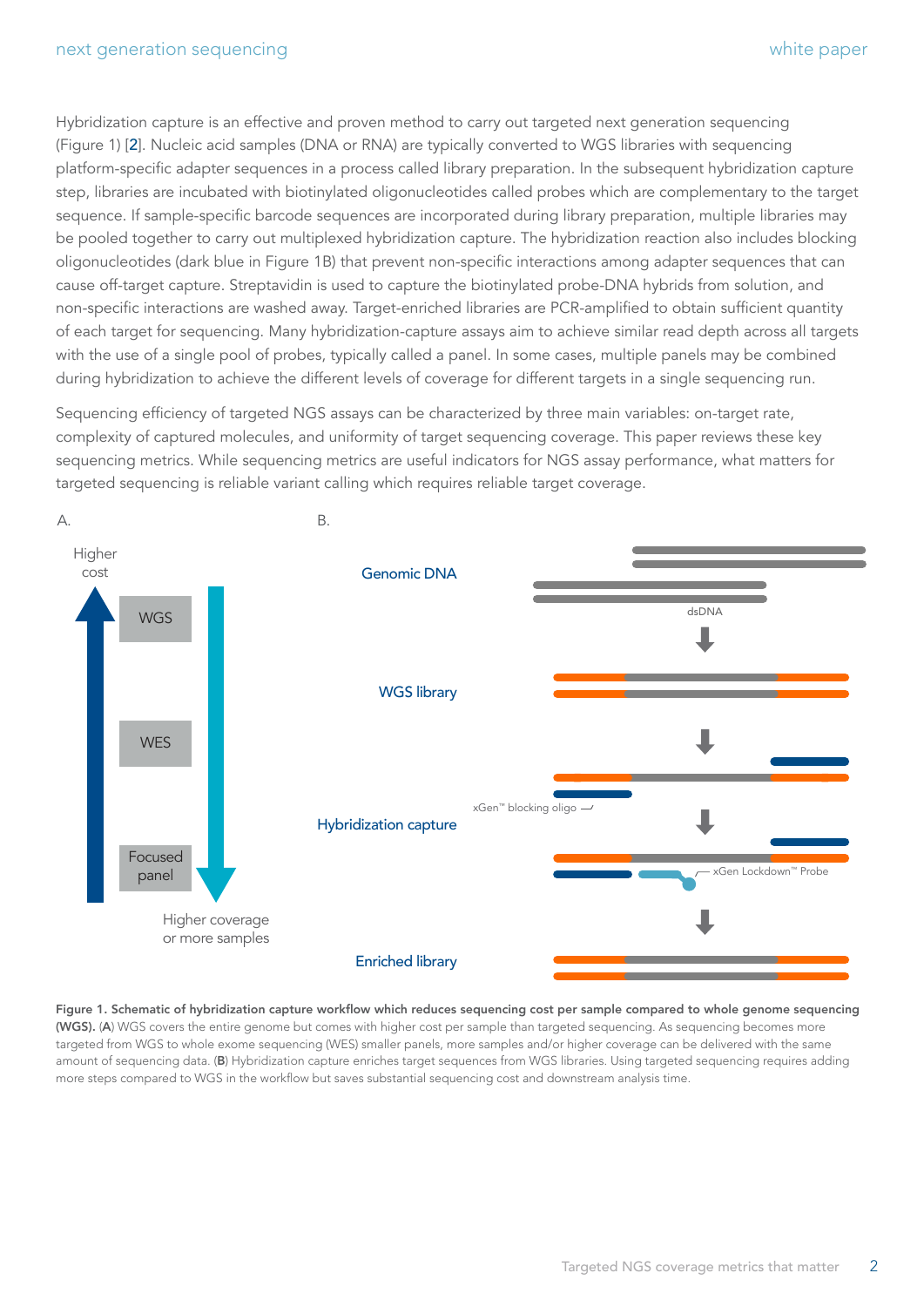Hybridization capture is an effective and proven method to carry out targeted next generation sequencing (Figure 1) [2]. Nucleic acid samples (DNA or RNA) are typically converted to WGS libraries with sequencing platform-specific adapter sequences in a process called library preparation. In the subsequent hybridization capture step, libraries are incubated with biotinylated oligonucleotides called probes which are complementary to the target sequence. If sample-specific barcode sequences are incorporated during library preparation, multiple libraries may be pooled together to carry out multiplexed hybridization capture. The hybridization reaction also includes blocking oligonucleotides (dark blue in Figure 1B) that prevent non-specific interactions among adapter sequences that can cause off-target capture. Streptavidin is used to capture the biotinylated probe-DNA hybrids from solution, and non-specific interactions are washed away. Target-enriched libraries are PCR-amplified to obtain sufficient quantity of each target for sequencing. Many hybridization-capture assays aim to achieve similar read depth across all targets with the use of a single pool of probes, typically called a panel. In some cases, multiple panels may be combined during hybridization to achieve the different levels of coverage for different targets in a single sequencing run.

Sequencing efficiency of targeted NGS assays can be characterized by three main variables: on-target rate, complexity of captured molecules, and uniformity of target sequencing coverage. This paper reviews these key sequencing metrics. While sequencing metrics are useful indicators for NGS assay performance, what matters for targeted sequencing is reliable variant calling which requires reliable target coverage.

**Figure 1. Schematic of hybridization capture workflow which reduces sequencing cost per sample compared to whole genome sequencing (WGS).** (**A**) WGS covers the entire genome but comes with higher cost per sample than targeted sequencing. As sequencing becomes more targeted from WGS to whole exome sequencing (WES) smaller panels, more samples and/or higher coverage can be delivered with the same amount of sequencing data. (**B**) Hybridization capture enriches target sequences from WGS libraries. Using targeted sequencing requires adding more steps compared to WGS in the workflow but saves substantial sequencing cost and downstream analysis time.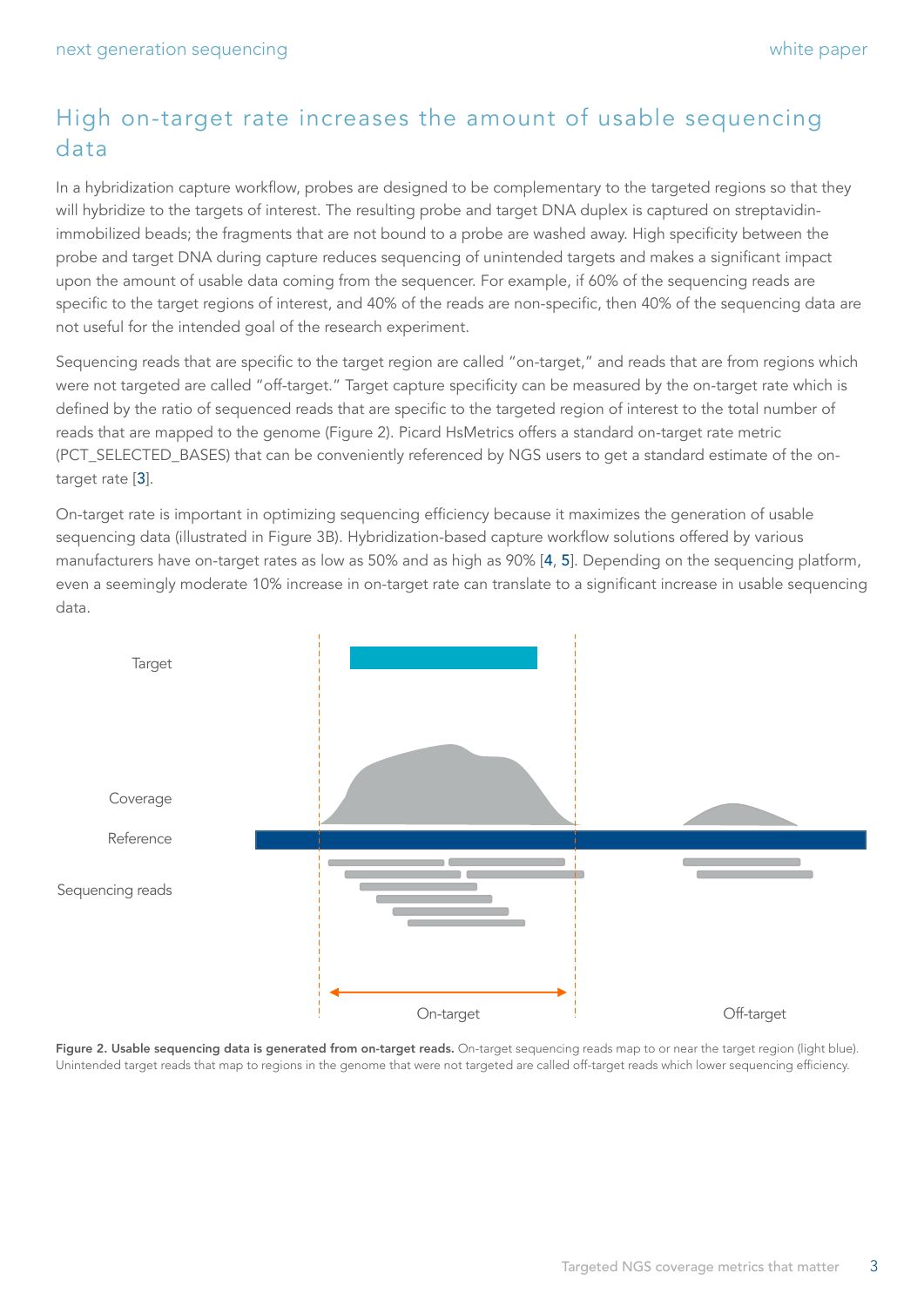## High on-target rate increases the amount of usable sequencing data

In a hybridization capture workflow, probes are designed to be complementary to the targeted regions so that they will hybridize to the targets of interest. The resulting probe and target DNA duplex is captured on streptavidin-immobilized beads; the fragments that are not bound to a probe are washed away. High specificity between the probe and target DNA during capture reduces sequencing of unintended targets and makes a significant impact upon the amount of usable data coming from the sequencer. For example, if 60% of the sequencing reads are specific to the target regions of interest, and 40% of the reads are non-specific, then 40% of the sequencing data are not useful for the intended goal of the research experiment.

Sequencing reads that are specific to the target region are called "on-target," and reads that are from regions which were not targeted are called "off-target." Target capture specificity can be measured by the on-target rate which is defined by the ratio of sequenced reads that are specific to the targeted region of interest to the total number of reads that are mapped to the genome (Figure 2). Picard HsMetrics offers a standard on-target rate metric (PCT_SELECTED_BASES) that can be conveniently referenced by NGS users to get a standard estimate of the on-target rate [3].

On-target rate is important in optimizing sequencing efficiency because it maximizes the generation of usable sequencing data (illustrated in Figure 3B). Hybridization-based capture workflow solutions offered by various manufacturers have on-target rates as low as 50% and as high as 90% [4, 5]. Depending on the sequencing platform, even a seemingly moderate 10% increase in on-target rate can translate to a significant increase in usable sequencing data.

**Figure 2. Usable sequencing data is generated from on-target reads.** On-target sequencing reads map to or near the target region (light blue). Unintended target reads that map to regions in the genome that were not targeted are called off-target reads which lower sequencing efficiency.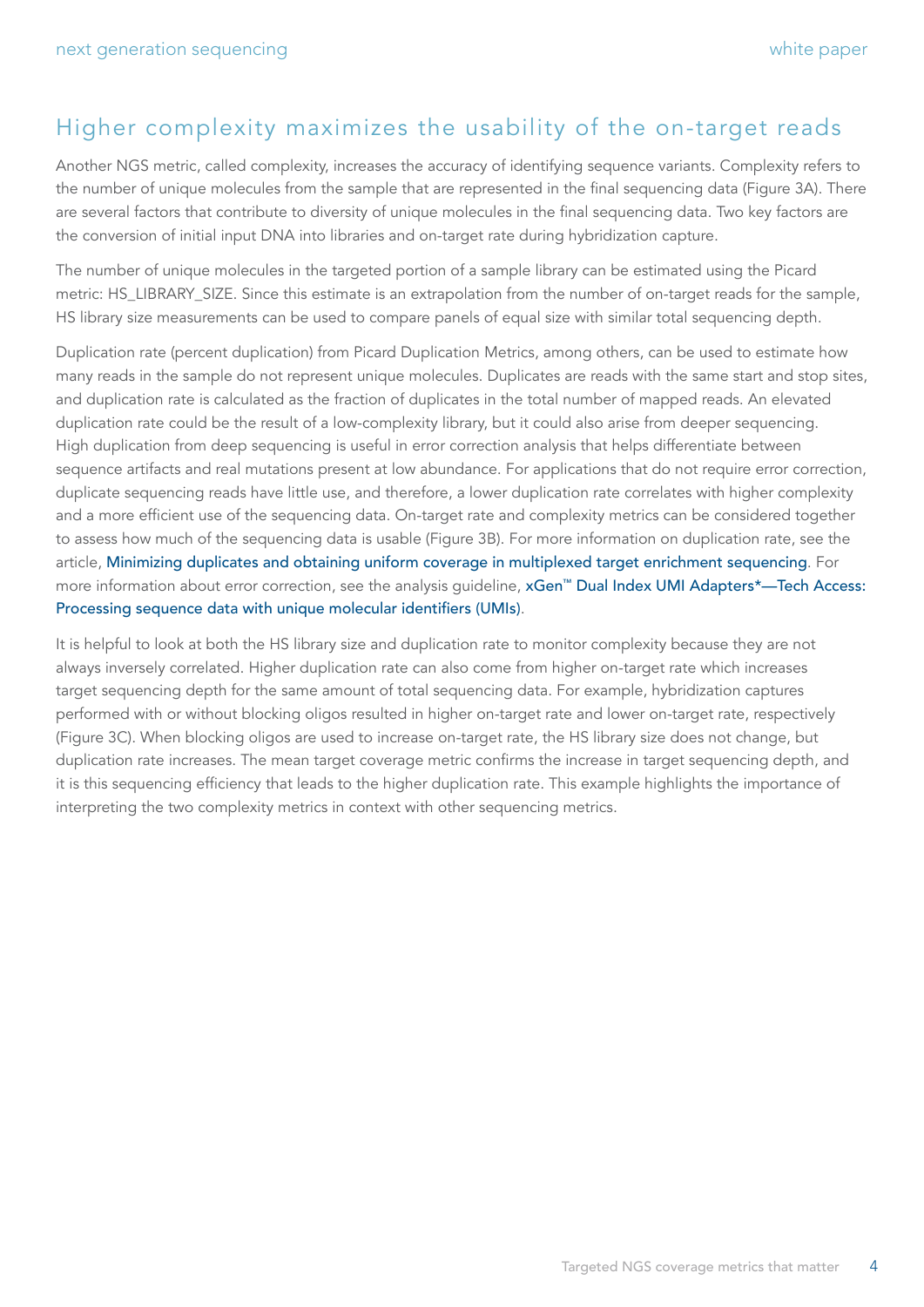## Higher complexity maximizes the usability of the on-target reads

Another NGS metric, called complexity, increases the accuracy of identifying sequence variants. Complexity refers to the number of unique molecules from the sample that are represented in the final sequencing data (Figure 3A). There are several factors that contribute to diversity of unique molecules in the final sequencing data. Two key factors are the conversion of initial input DNA into libraries and on-target rate during hybridization capture.

The number of unique molecules in the targeted portion of a sample library can be estimated using the Picard metric: HS_LIBRARY_SIZE. Since this estimate is an extrapolation from the number of on-target reads for the sample, HS library size measurements can be used to compare panels of equal size with similar total sequencing depth.

Duplication rate (percent duplication) from Picard Duplication Metrics, among others, can be used to estimate how many reads in the sample do not represent unique molecules. Duplicates are reads with the same start and stop sites, and duplication rate is calculated as the fraction of duplicates in the total number of mapped reads. An elevated duplication rate could be the result of a low-complexity library, but it could also arise from deeper sequencing. High duplication from deep sequencing is useful in error correction analysis that helps differentiate between sequence artifacts and real mutations present at low abundance. For applications that do not require error correction, duplicate sequencing reads have little use, and therefore, a lower duplication rate correlates with higher complexity and a more efficient use of the sequencing data. On-target rate and complexity metrics can be considered together to assess how much of the sequencing data is usable (Figure 3B). For more information on duplication rate, see the article, Minimizing duplicates and obtaining uniform coverage in multiplexed target enrichment sequencing. For more information about error correction, see the analysis guideline, xGen™ Dual Index UMI Adapters*—Tech Access: Processing sequence data with unique molecular identifiers (UMIs).

It is helpful to look at both the HS library size and duplication rate to monitor complexity because they are not always inversely correlated. Higher duplication rate can also come from higher on-target rate which increases target sequencing depth for the same amount of total sequencing data. For example, hybridization captures performed with or without blocking oligos resulted in higher on-target rate and lower on-target rate, respectively (Figure 3C). When blocking oligos are used to increase on-target rate, the HS library size does not change, but duplication rate increases. The mean target coverage metric confirms the increase in target sequencing depth, and it is this sequencing efficiency that leads to the higher duplication rate. This example highlights the importance of interpreting the two complexity metrics in context with other sequencing metrics.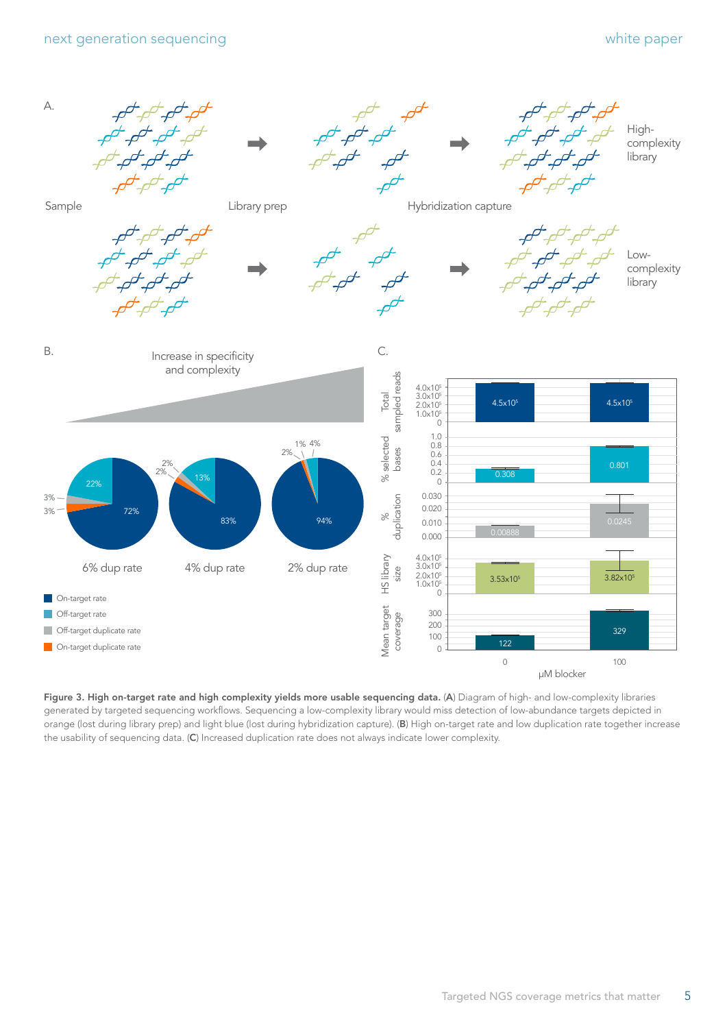**Figure 3. High on-target rate and high complexity yields more usable sequencing data.** (**A**) Diagram of high- and low-complexity libraries generated by targeted sequencing workflows. Sequencing a low-complexity library would miss detection of low-abundance targets depicted in orange (lost during library prep) and light blue (lost during hybridization capture). (**B**) High on-target rate and low duplication rate together increase the usability of sequencing data. (**C**) Increased duplication rate does not always indicate lower complexity.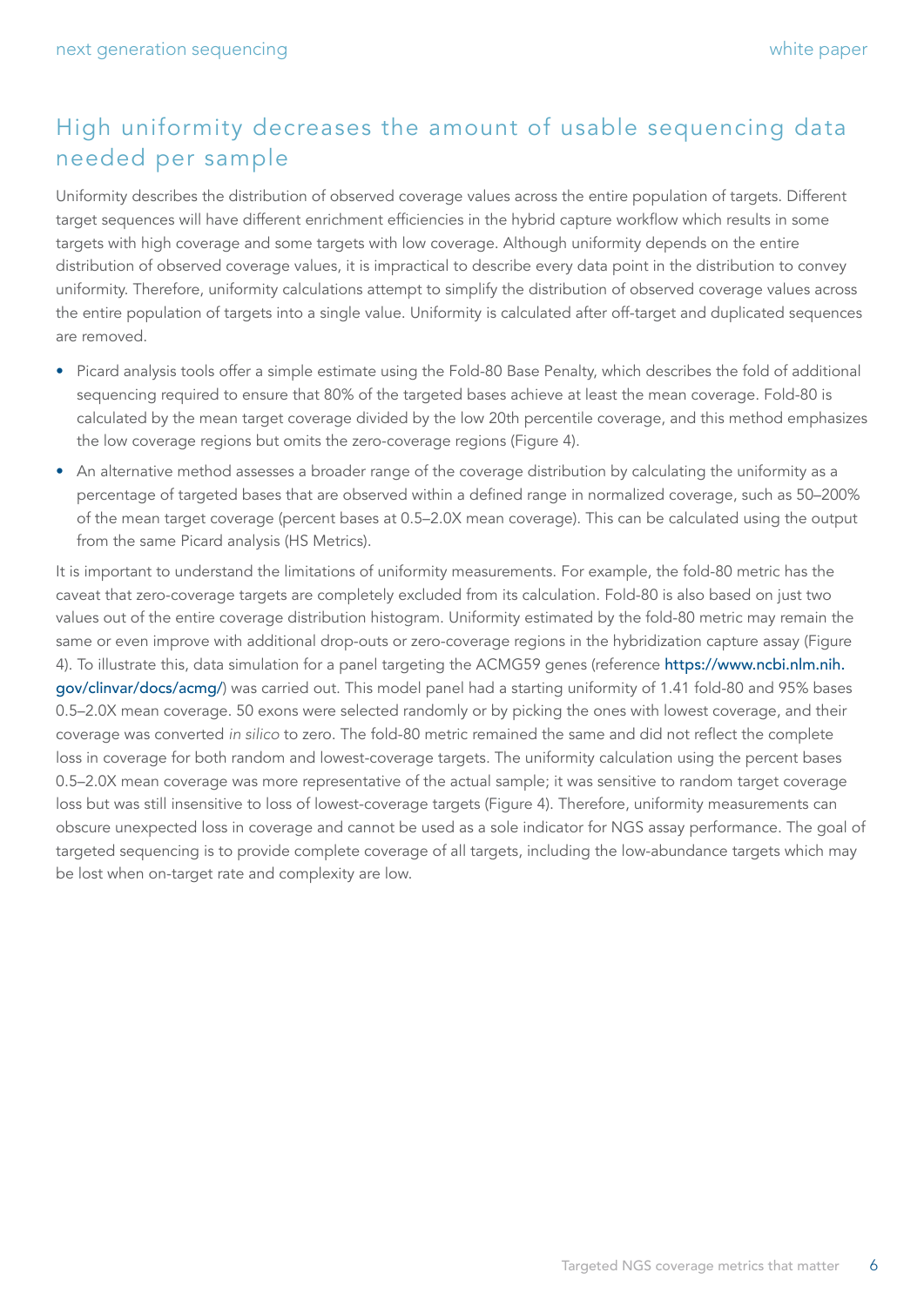## High uniformity decreases the amount of usable sequencing data needed per sample

Uniformity describes the distribution of observed coverage values across the entire population of targets. Different target sequences will have different enrichment efficiencies in the hybrid capture workflow which results in some targets with high coverage and some targets with low coverage. Although uniformity depends on the entire distribution of observed coverage values, it is impractical to describe every data point in the distribution to convey uniformity. Therefore, uniformity calculations attempt to simplify the distribution of observed coverage values across the entire population of targets into a single value. Uniformity is calculated after off-target and duplicated sequences are removed.

- Picard analysis tools offer a simple estimate using the Fold-80 Base Penalty, which describes the fold of additional sequencing required to ensure that 80% of the targeted bases achieve at least the mean coverage. Fold-80 is calculated by the mean target coverage divided by the low 20th percentile coverage, and this method emphasizes the low coverage regions but omits the zero-coverage regions (Figure 4).
- An alternative method assesses a broader range of the coverage distribution by calculating the uniformity as a percentage of targeted bases that are observed within a defined range in normalized coverage, such as 50–200% of the mean target coverage (percent bases at 0.5–2.0X mean coverage). This can be calculated using the output from the same Picard analysis (HS Metrics).

It is important to understand the limitations of uniformity measurements. For example, the fold-80 metric has the caveat that zero-coverage targets are completely excluded from its calculation. Fold-80 is also based on just two values out of the entire coverage distribution histogram. Uniformity estimated by the fold-80 metric may remain the same or even improve with additional drop-outs or zero-coverage regions in the hybridization capture assay (Figure 4). To illustrate this, data simulation for a panel targeting the ACMG59 genes (reference https://www.ncbi.nlm.nih.gov/clinvar/docs/acmg/) was carried out. This model panel had a starting uniformity of 1.41 fold-80 and 95% bases 0.5–2.0X mean coverage. 50 exons were selected randomly or by picking the ones with lowest coverage, and their coverage was converted *in silico* to zero. The fold-80 metric remained the same and did not reflect the complete loss in coverage for both random and lowest-coverage targets. The uniformity calculation using the percent bases 0.5–2.0X mean coverage was more representative of the actual sample; it was sensitive to random target coverage loss but was still insensitive to loss of lowest-coverage targets (Figure 4). Therefore, uniformity measurements can obscure unexpected loss in coverage and cannot be used as a sole indicator for NGS assay performance. The goal of targeted sequencing is to provide complete coverage of all targets, including the low-abundance targets which may be lost when on-target rate and complexity are low.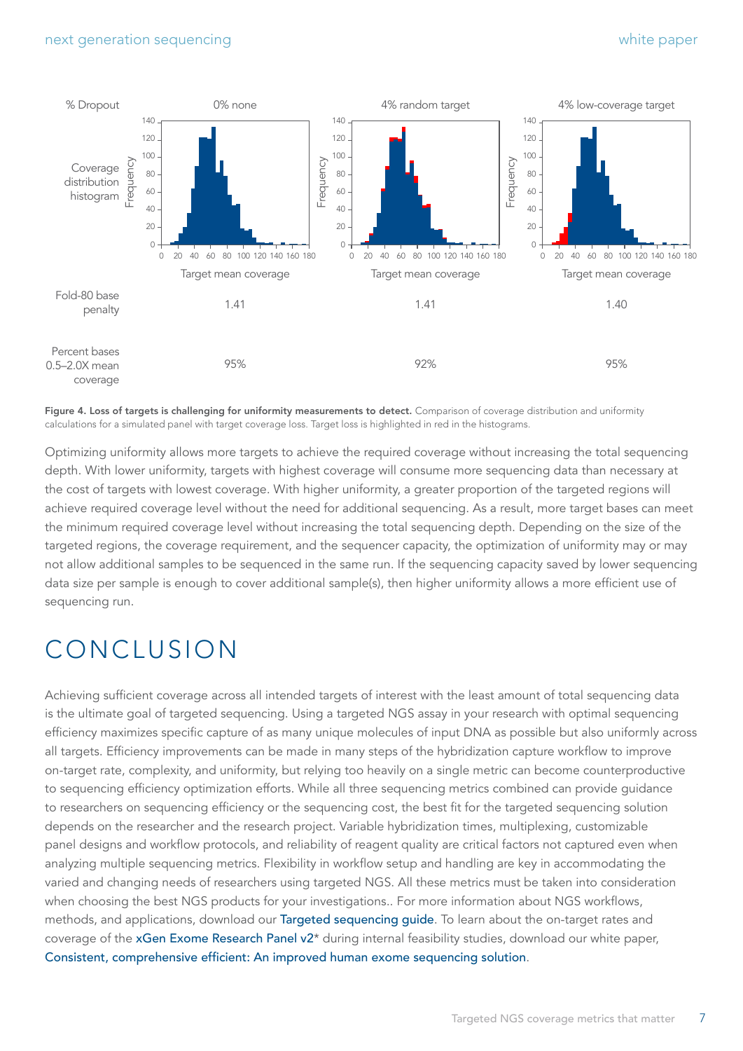| % Dropout | 0% none | 4% random target | 4% low-coverage target |
| --- | --- | --- | --- |
| Coverage distribution histogram | | | |
| Fold-80 base penalty | 1.41 | 1.41 | 1.40 |
| Percent bases 0.5–2.0X mean coverage | 95% | 92% | 95% |

**Figure 4. Loss of targets is challenging for uniformity measurements to detect.** Comparison of coverage distribution and uniformity calculations for a simulated panel with target coverage loss. Target loss is highlighted in red in the histograms.

Optimizing uniformity allows more targets to achieve the required coverage without increasing the total sequencing depth. With lower uniformity, targets with highest coverage will consume more sequencing data than necessary at the cost of targets with lowest coverage. With higher uniformity, a greater proportion of the targeted regions will achieve required coverage level without the need for additional sequencing. As a result, more target bases can meet the minimum required coverage level without increasing the total sequencing depth. Depending on the size of the targeted regions, the coverage requirement, and the sequencer capacity, the optimization of uniformity may or may not allow additional samples to be sequenced in the same run. If the sequencing capacity saved by lower sequencing data size per sample is enough to cover additional sample(s), then higher uniformity allows a more efficient use of sequencing run.

# CONCLUSION

Achieving sufficient coverage across all intended targets of interest with the least amount of total sequencing data is the ultimate goal of targeted sequencing. Using a targeted NGS assay in your research with optimal sequencing efficiency maximizes specific capture of as many unique molecules of input DNA as possible but also uniformly across all targets. Efficiency improvements can be made in many steps of the hybridization capture workflow to improve on-target rate, complexity, and uniformity, but relying too heavily on a single metric can become counterproductive to sequencing efficiency optimization efforts. While all three sequencing metrics combined can provide guidance to researchers on sequencing efficiency or the sequencing cost, the best fit for the targeted sequencing solution depends on the researcher and the research project. Variable hybridization times, multiplexing, customizable panel designs and workflow protocols, and reliability of reagent quality are critical factors not captured even when analyzing multiple sequencing metrics. Flexibility in workflow setup and handling are key in accommodating the varied and changing needs of researchers using targeted NGS. All these metrics must be taken into consideration when choosing the best NGS products for your investigations.. For more information about NGS workflows, methods, and applications, download our Targeted sequencing guide. To learn about the on-target rates and coverage of the xGen Exome Research Panel v2* during internal feasibility studies, download our white paper, Consistent, comprehensive efficient: An improved human exome sequencing solution.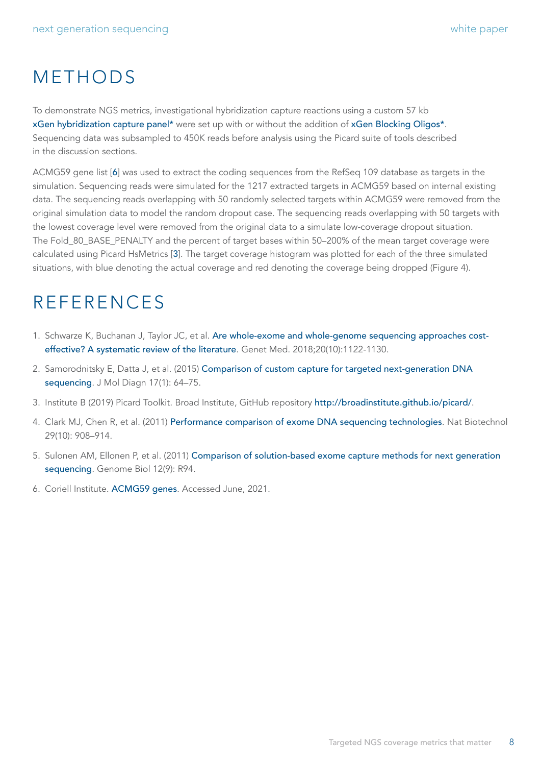# METHODS

To demonstrate NGS metrics, investigational hybridization capture reactions using a custom 57 kb xGen hybridization capture panel* were set up with or without the addition of xGen Blocking Oligos*. Sequencing data was subsampled to 450K reads before analysis using the Picard suite of tools described in the discussion sections.

ACMG59 gene list [6] was used to extract the coding sequences from the RefSeq 109 database as targets in the simulation. Sequencing reads were simulated for the 1217 extracted targets in ACMG59 based on internal existing data. The sequencing reads overlapping with 50 randomly selected targets within ACMG59 were removed from the original simulation data to model the random dropout case. The sequencing reads overlapping with 50 targets with the lowest coverage level were removed from the original data to a simulate low-coverage dropout situation. The Fold_80_BASE_PENALTY and the percent of target bases within 50–200% of the mean target coverage were calculated using Picard HsMetrics [3]. The target coverage histogram was plotted for each of the three simulated situations, with blue denoting the actual coverage and red denoting the coverage being dropped (Figure 4).

# REFERENCES

1. Schwarze K, Buchanan J, Taylor JC, et al. Are whole-exome and whole-genome sequencing approaches cost-effective? A systematic review of the literature. Genet Med. 2018;20(10):1122-1130.
2. Samorodnitsky E, Datta J, et al. (2015) Comparison of custom capture for targeted next-generation DNA sequencing. J Mol Diagn 17(1): 64–75.
3. Institute B (2019) Picard Toolkit. Broad Institute, GitHub repository http://broadinstitute.github.io/picard/.
4. Clark MJ, Chen R, et al. (2011) Performance comparison of exome DNA sequencing technologies. Nat Biotechnol 29(10): 908–914.
5. Sulonen AM, Ellonen P, et al. (2011) Comparison of solution-based exome capture methods for next generation sequencing. Genome Biol 12(9): R94.
6. Coriell Institute. ACMG59 genes. Accessed June, 2021.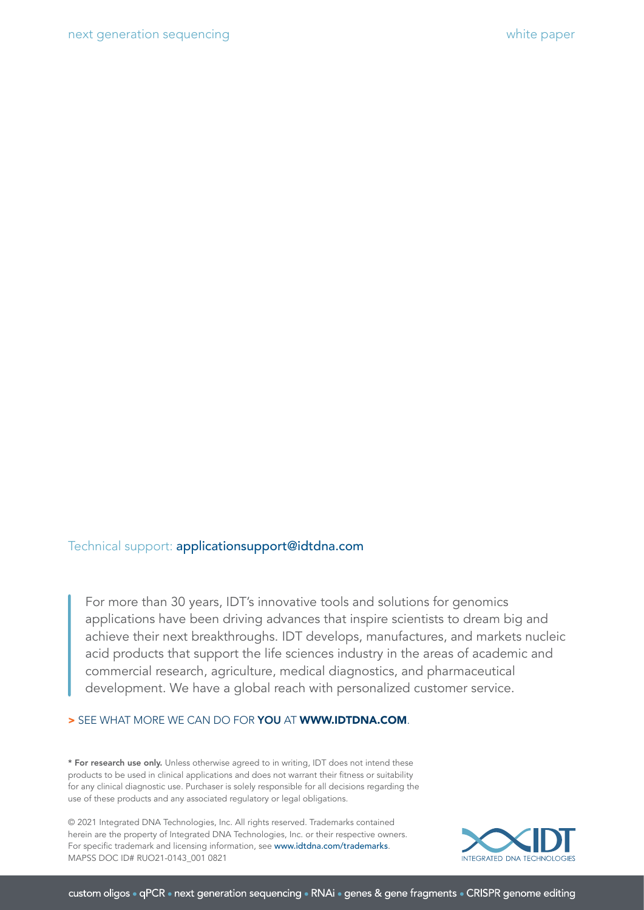Technical support: applicationsupport@idtdna.com

For more than 30 years, IDT's innovative tools and solutions for genomics applications have been driving advances that inspire scientists to dream big and achieve their next breakthroughs. IDT develops, manufactures, and markets nucleic acid products that support the life sciences industry in the areas of academic and commercial research, agriculture, medical diagnostics, and pharmaceutical development. We have a global reach with personalized customer service.

> SEE WHAT MORE WE CAN DO FOR **YOU** AT **WWW.IDTDNA.COM**.

\* **For research use only.** Unless otherwise agreed to in writing, IDT does not intend these products to be used in clinical applications and does not warrant their fitness or suitability for any clinical diagnostic use. Purchaser is solely responsible for all decisions regarding the use of these products and any associated regulatory or legal obligations.

© 2021 Integrated DNA Technologies, Inc. All rights reserved. Trademarks contained herein are the property of Integrated DNA Technologies, Inc. or their respective owners. For specific trademark and licensing information, see www.idtdna.com/trademarks. MAPSS DOC ID# RUO21-0143_001 0821

INTEGRATED DNA TECHNOLOGIES

custom oligos • qPCR • next generation sequencing • RNAi • genes & gene fragments • CRISPR genome editing